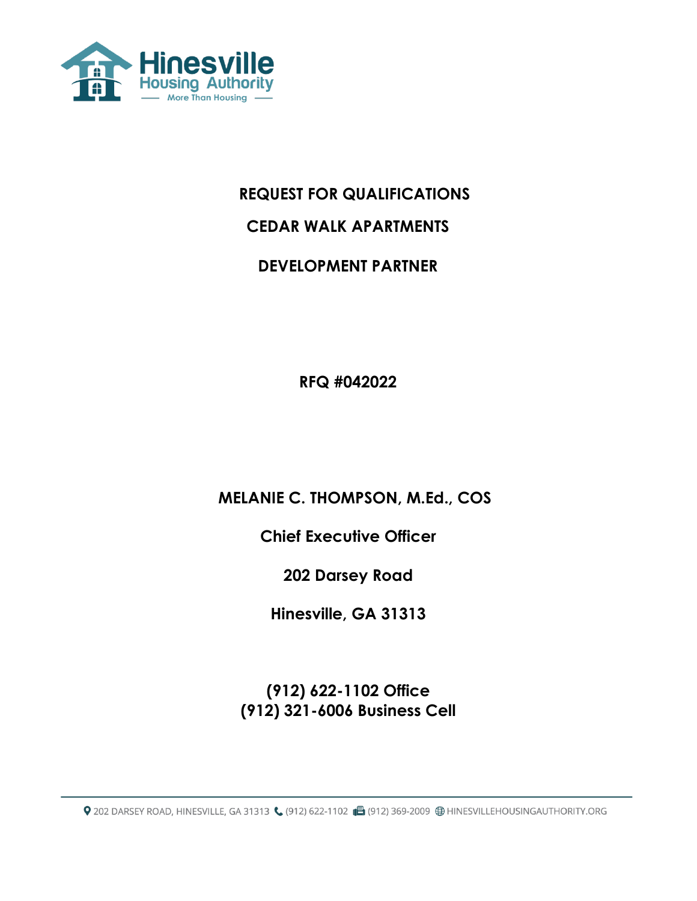Hinesville Housing Authority

More Than Housing

# REQUEST FOR QUALIFICATIONS

# CEDAR WALK APARTMENTS

# DEVELOPMENT PARTNER

**RFQ #042022**

**MELANIE C. THOMPSON, M.Ed., COS**

**Chief Executive Officer**

**202 Darsey Road**

**Hinesville, GA 31313**

**(912) 622-1102 Office**
**(912) 321-6006 Business Cell**

202 DARSEY ROAD, HINESVILLE, GA 31313 (912) 622-1102 (912) 369-2009 HINESVILLEHOUSINGAUTHORITY.ORG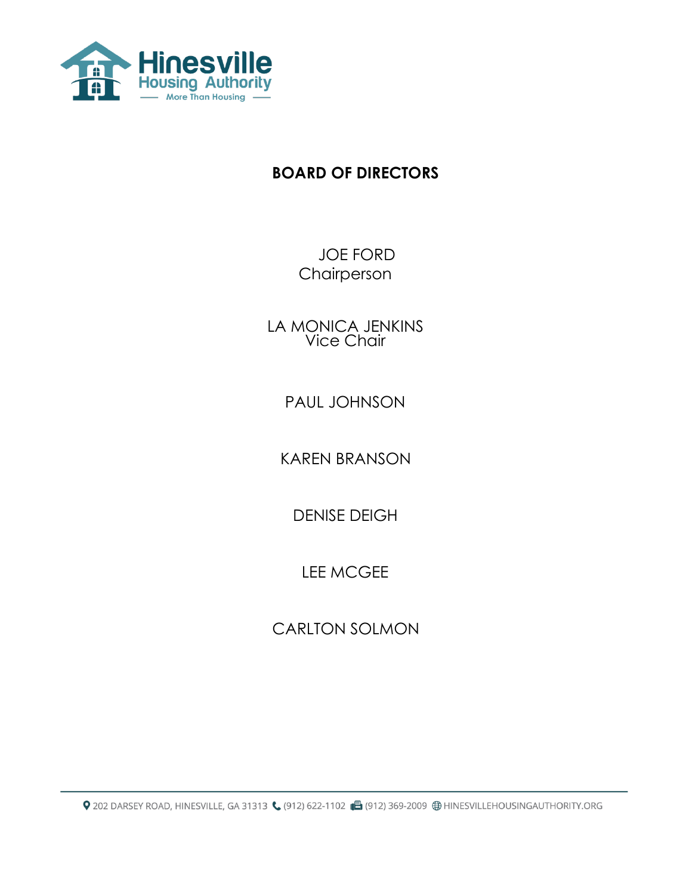# BOARD OF DIRECTORS

JOE FORD
Chairperson

LA MONICA JENKINS
Vice Chair

PAUL JOHNSON

KAREN BRANSON

DENISE DEIGH

LEE MCGEE

CARLTON SOLMON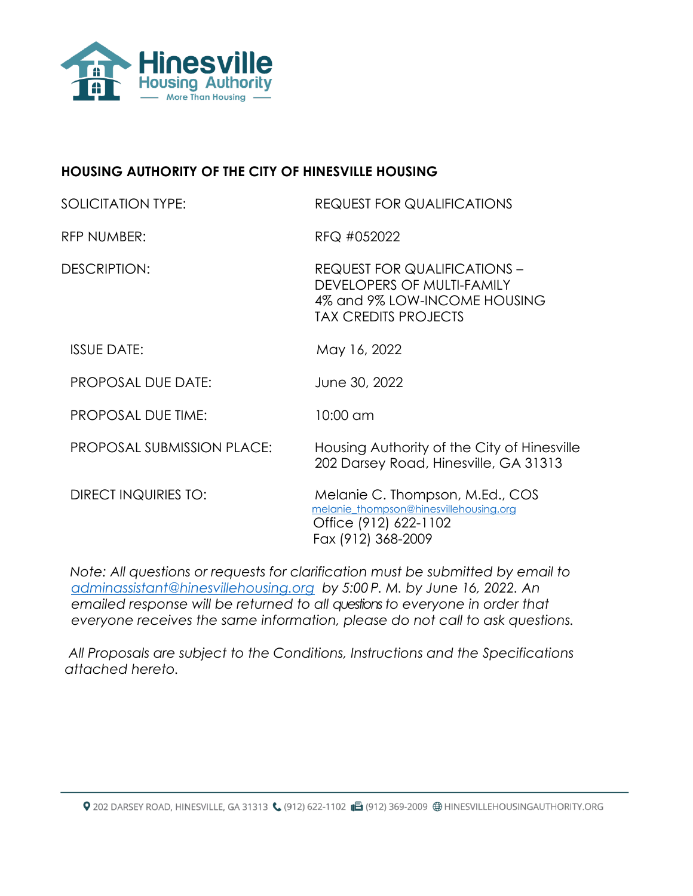## HOUSING AUTHORITY OF THE CITY OF HINESVILLE HOUSING

| | |
|---|---|
| SOLICITATION TYPE: | REQUEST FOR QUALIFICATIONS |
| RFP NUMBER: | RFQ #052022 |
| DESCRIPTION: | REQUEST FOR QUALIFICATIONS – DEVELOPERS OF MULTI-FAMILY 4% and 9% LOW-INCOME HOUSING TAX CREDITS PROJECTS |
| ISSUE DATE: | May 16, 2022 |
| PROPOSAL DUE DATE: | June 30, 2022 |
| PROPOSAL DUE TIME: | 10:00 am |
| PROPOSAL SUBMISSION PLACE: | Housing Authority of the City of Hinesville<br>202 Darsey Road, Hinesville, GA 31313 |
| DIRECT INQUIRIES TO: | Melanie C. Thompson, M.Ed., COS<br>melanie_thompson@hinesvillehousing.org<br>Office (912) 622-1102<br>Fax (912) 368-2009 |

*Note: All questions or requests for clarification must be submitted by email to adminassistant@hinesvillehousing.org by 5:00 P. M. by June 16, 2022. An emailed response will be returned to all questions to everyone in order that everyone receives the same information, please do not call to ask questions.*

*All Proposals are subject to the Conditions, Instructions and the Specifications attached hereto.*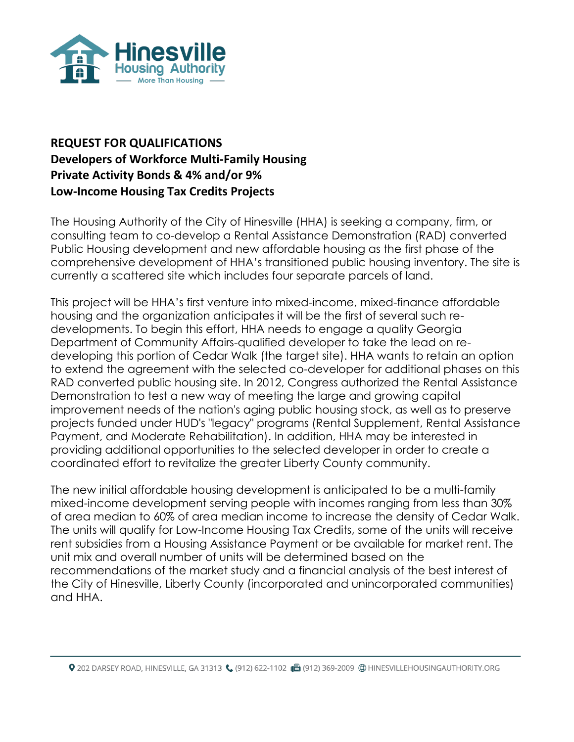**REQUEST FOR QUALIFICATIONS**
**Developers of Workforce Multi-Family Housing**
**Private Activity Bonds & 4% and/or 9%**
**Low-Income Housing Tax Credits Projects**

The Housing Authority of the City of Hinesville (HHA) is seeking a company, firm, or consulting team to co-develop a Rental Assistance Demonstration (RAD) converted Public Housing development and new affordable housing as the first phase of the comprehensive development of HHA's transitioned public housing inventory. The site is currently a scattered site which includes four separate parcels of land.

This project will be HHA's first venture into mixed-income, mixed-finance affordable housing and the organization anticipates it will be the first of several such re-developments. To begin this effort, HHA needs to engage a quality Georgia Department of Community Affairs-qualified developer to take the lead on re-developing this portion of Cedar Walk (the target site). HHA wants to retain an option to extend the agreement with the selected co-developer for additional phases on this RAD converted public housing site. In 2012, Congress authorized the Rental Assistance Demonstration to test a new way of meeting the large and growing capital improvement needs of the nation's aging public housing stock, as well as to preserve projects funded under HUD's "legacy" programs (Rental Supplement, Rental Assistance Payment, and Moderate Rehabilitation). In addition, HHA may be interested in providing additional opportunities to the selected developer in order to create a coordinated effort to revitalize the greater Liberty County community.

The new initial affordable housing development is anticipated to be a multi-family mixed-income development serving people with incomes ranging from less than 30% of area median to 60% of area median income to increase the density of Cedar Walk. The units will qualify for Low-Income Housing Tax Credits, some of the units will receive rent subsidies from a Housing Assistance Payment or be available for market rent. The unit mix and overall number of units will be determined based on the recommendations of the market study and a financial analysis of the best interest of the City of Hinesville, Liberty County (incorporated and unincorporated communities) and HHA.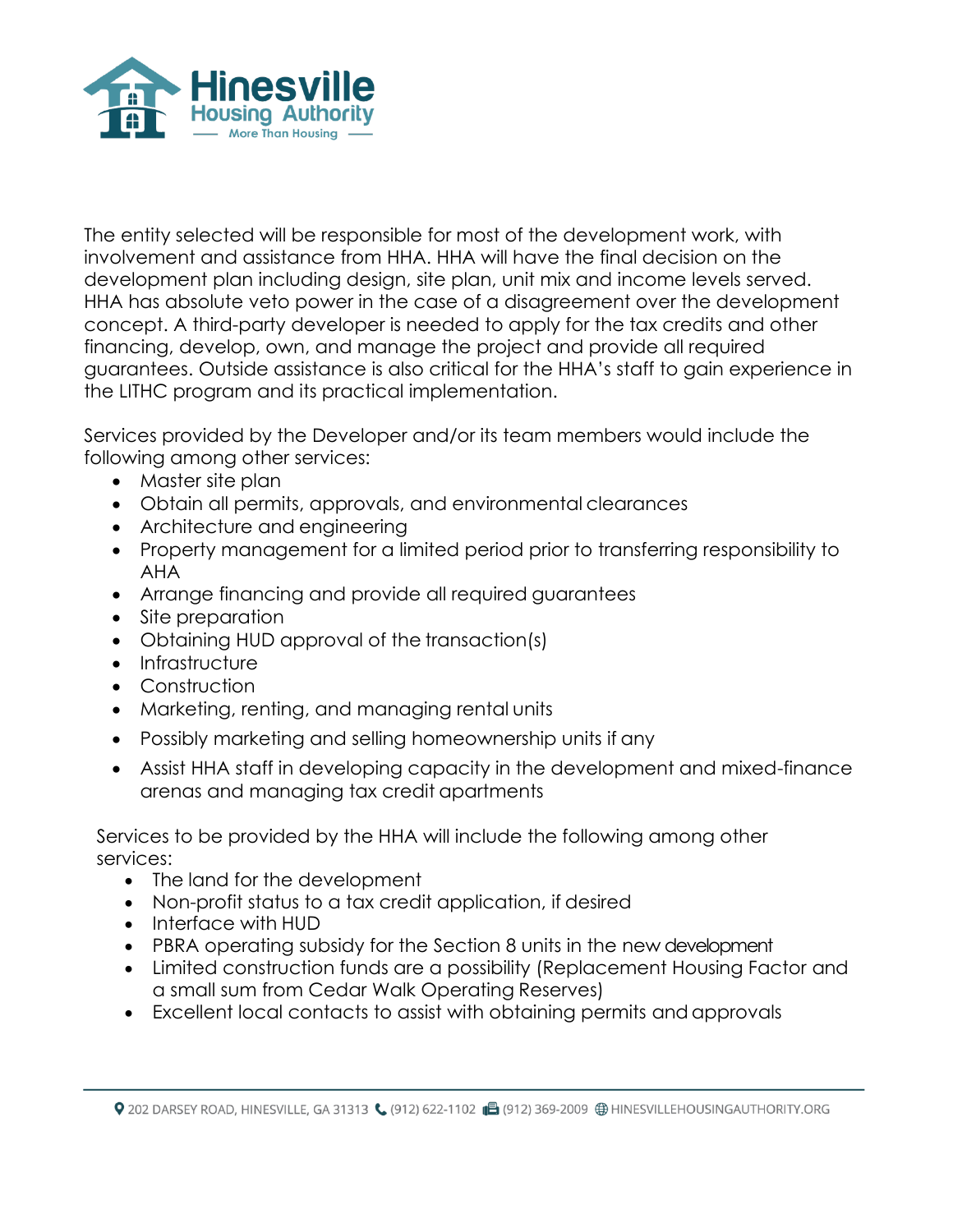The entity selected will be responsible for most of the development work, with involvement and assistance from HHA. HHA will have the final decision on the development plan including design, site plan, unit mix and income levels served. HHA has absolute veto power in the case of a disagreement over the development concept. A third-party developer is needed to apply for the tax credits and other financing, develop, own, and manage the project and provide all required guarantees. Outside assistance is also critical for the HHA's staff to gain experience in the LITHC program and its practical implementation.

Services provided by the Developer and/or its team members would include the following among other services:

- Master site plan
- Obtain all permits, approvals, and environmental clearances
- Architecture and engineering
- Property management for a limited period prior to transferring responsibility to AHA
- Arrange financing and provide all required guarantees
- Site preparation
- Obtaining HUD approval of the transaction(s)
- Infrastructure
- Construction
- Marketing, renting, and managing rental units
- Possibly marketing and selling homeownership units if any
- Assist HHA staff in developing capacity in the development and mixed-finance arenas and managing tax credit apartments

Services to be provided by the HHA will include the following among other services:

- The land for the development
- Non-profit status to a tax credit application, if desired
- Interface with HUD
- PBRA operating subsidy for the Section 8 units in the new development
- Limited construction funds are a possibility (Replacement Housing Factor and a small sum from Cedar Walk Operating Reserves)
- Excellent local contacts to assist with obtaining permits and approvals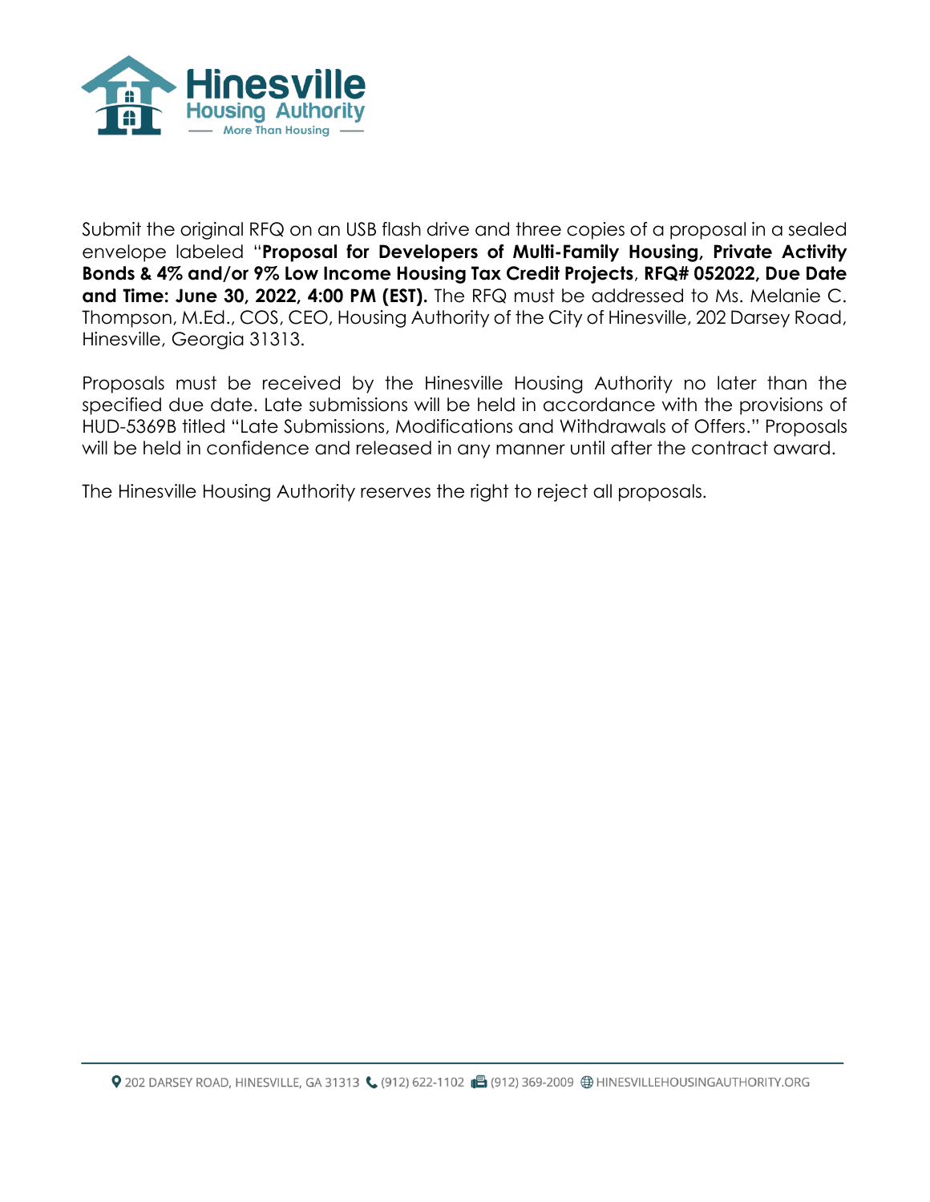Submit the original RFQ on an USB flash drive and three copies of a proposal in a sealed envelope labeled "**Proposal for Developers of Multi-Family Housing, Private Activity Bonds & 4% and/or 9% Low Income Housing Tax Credit Projects**, **RFQ# 052022, Due Date and Time: June 30, 2022, 4:00 PM (EST).** The RFQ must be addressed to Ms. Melanie C. Thompson, M.Ed., COS, CEO, Housing Authority of the City of Hinesville, 202 Darsey Road, Hinesville, Georgia 31313.

Proposals must be received by the Hinesville Housing Authority no later than the specified due date. Late submissions will be held in accordance with the provisions of HUD-5369B titled "Late Submissions, Modifications and Withdrawals of Offers." Proposals will be held in confidence and released in any manner until after the contract award.

The Hinesville Housing Authority reserves the right to reject all proposals.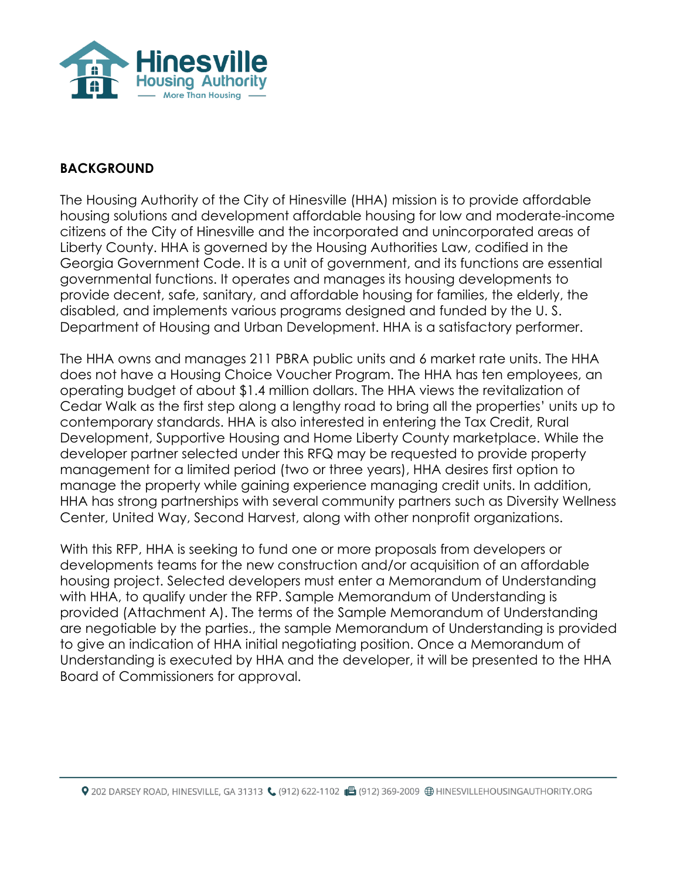## BACKGROUND

The Housing Authority of the City of Hinesville (HHA) mission is to provide affordable housing solutions and development affordable housing for low and moderate-income citizens of the City of Hinesville and the incorporated and unincorporated areas of Liberty County. HHA is governed by the Housing Authorities Law, codified in the Georgia Government Code. It is a unit of government, and its functions are essential governmental functions. It operates and manages its housing developments to provide decent, safe, sanitary, and affordable housing for families, the elderly, the disabled, and implements various programs designed and funded by the U. S. Department of Housing and Urban Development. HHA is a satisfactory performer.

The HHA owns and manages 211 PBRA public units and 6 market rate units. The HHA does not have a Housing Choice Voucher Program. The HHA has ten employees, an operating budget of about $1.4 million dollars. The HHA views the revitalization of Cedar Walk as the first step along a lengthy road to bring all the properties' units up to contemporary standards. HHA is also interested in entering the Tax Credit, Rural Development, Supportive Housing and Home Liberty County marketplace. While the developer partner selected under this RFQ may be requested to provide property management for a limited period (two or three years), HHA desires first option to manage the property while gaining experience managing credit units. In addition, HHA has strong partnerships with several community partners such as Diversity Wellness Center, United Way, Second Harvest, along with other nonprofit organizations.

With this RFP, HHA is seeking to fund one or more proposals from developers or developments teams for the new construction and/or acquisition of an affordable housing project. Selected developers must enter a Memorandum of Understanding with HHA, to qualify under the RFP. Sample Memorandum of Understanding is provided (Attachment A). The terms of the Sample Memorandum of Understanding are negotiable by the parties., the sample Memorandum of Understanding is provided to give an indication of HHA initial negotiating position. Once a Memorandum of Understanding is executed by HHA and the developer, it will be presented to the HHA Board of Commissioners for approval.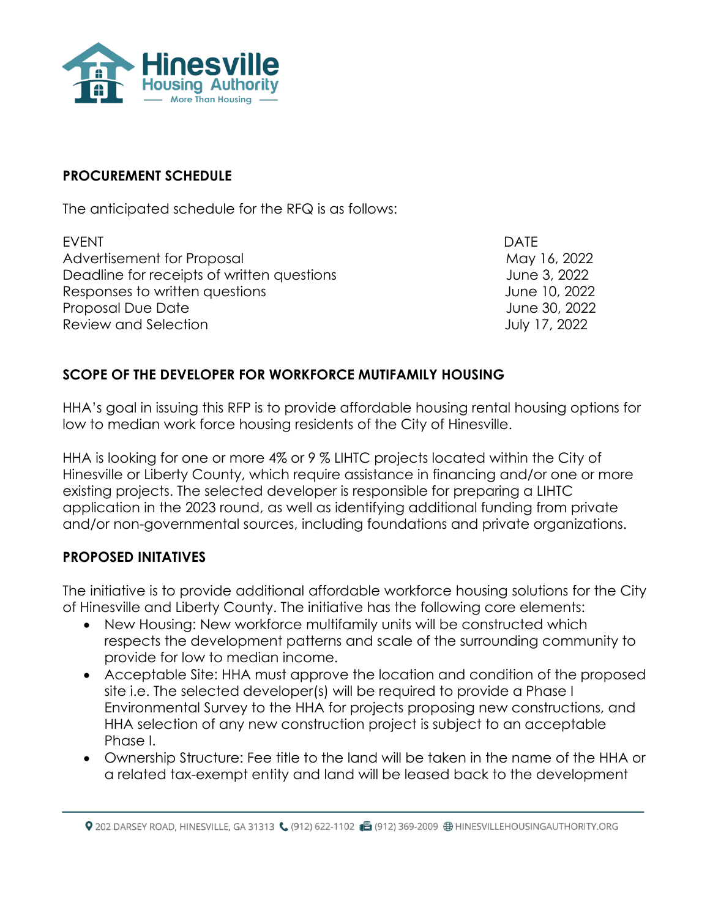## PROCUREMENT SCHEDULE

The anticipated schedule for the RFQ is as follows:

| EVENT | DATE |
|---|---|
| Advertisement for Proposal | May 16, 2022 |
| Deadline for receipts of written questions | June 3, 2022 |
| Responses to written questions | June 10, 2022 |
| Proposal Due Date | June 30, 2022 |
| Review and Selection | July 17, 2022 |

## SCOPE OF THE DEVELOPER FOR WORKFORCE MUTIFAMILY HOUSING

HHA's goal in issuing this RFP is to provide affordable housing rental housing options for low to median work force housing residents of the City of Hinesville.

HHA is looking for one or more 4% or 9 % LIHTC projects located within the City of Hinesville or Liberty County, which require assistance in financing and/or one or more existing projects. The selected developer is responsible for preparing a LIHTC application in the 2023 round, as well as identifying additional funding from private and/or non-governmental sources, including foundations and private organizations.

## PROPOSED INITATIVES

The initiative is to provide additional affordable workforce housing solutions for the City of Hinesville and Liberty County. The initiative has the following core elements:

- New Housing: New workforce multifamily units will be constructed which respects the development patterns and scale of the surrounding community to provide for low to median income.
- Acceptable Site: HHA must approve the location and condition of the proposed site i.e. The selected developer(s) will be required to provide a Phase I Environmental Survey to the HHA for projects proposing new constructions, and HHA selection of any new construction project is subject to an acceptable Phase I.
- Ownership Structure: Fee title to the land will be taken in the name of the HHA or a related tax-exempt entity and land will be leased back to the development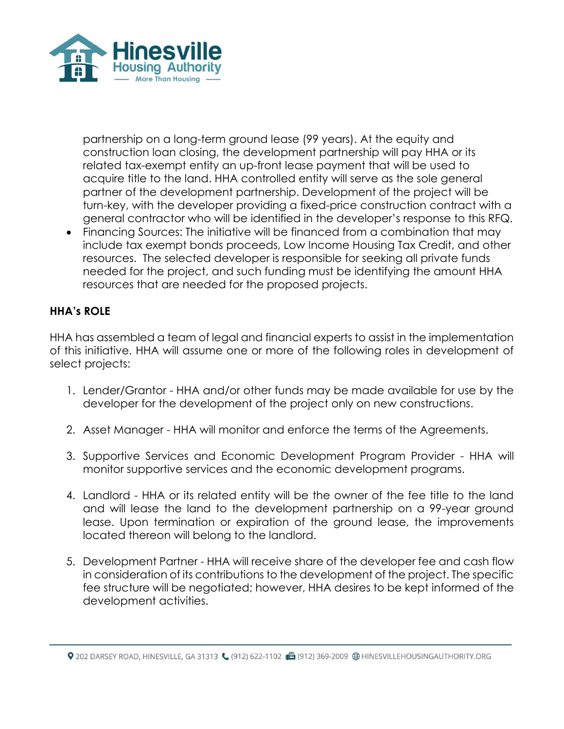partnership on a long-term ground lease (99 years). At the equity and construction loan closing, the development partnership will pay HHA or its related tax-exempt entity an up-front lease payment that will be used to acquire title to the land. HHA controlled entity will serve as the sole general partner of the development partnership. Development of the project will be turn-key, with the developer providing a fixed-price construction contract with a general contractor who will be identified in the developer's response to this RFQ.

- Financing Sources: The initiative will be financed from a combination that may include tax exempt bonds proceeds, Low Income Housing Tax Credit, and other resources. The selected developer is responsible for seeking all private funds needed for the project, and such funding must be identifying the amount HHA resources that are needed for the proposed projects.

**HHA's ROLE**

HHA has assembled a team of legal and financial experts to assist in the implementation of this initiative. HHA will assume one or more of the following roles in development of select projects:

1. Lender/Grantor - HHA and/or other funds may be made available for use by the developer for the development of the project only on new constructions.

2. Asset Manager - HHA will monitor and enforce the terms of the Agreements.

3. Supportive Services and Economic Development Program Provider - HHA will monitor supportive services and the economic development programs.

4. Landlord - HHA or its related entity will be the owner of the fee title to the land and will lease the land to the development partnership on a 99-year ground lease. Upon termination or expiration of the ground lease, the improvements located thereon will belong to the landlord.

5. Development Partner - HHA will receive share of the developer fee and cash flow in consideration of its contributions to the development of the project. The specific fee structure will be negotiated; however, HHA desires to be kept informed of the development activities.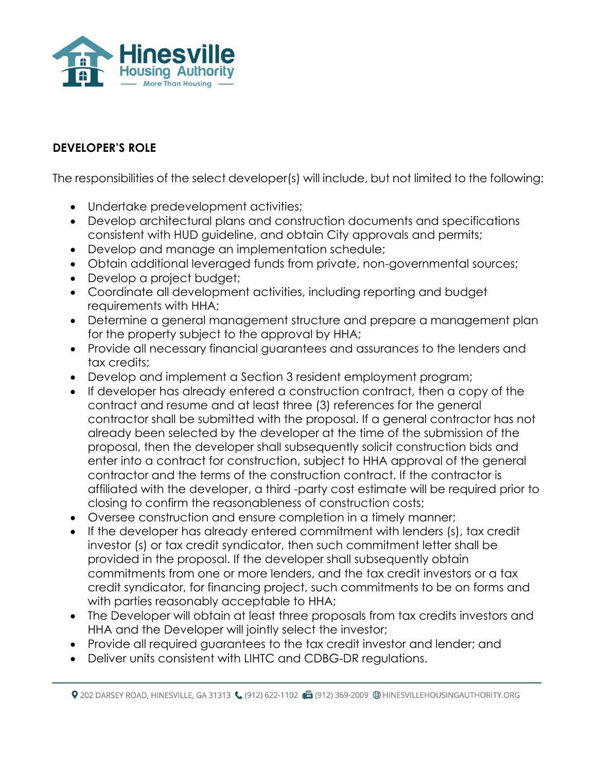**DEVELOPER'S ROLE**

The responsibilities of the select developer(s) will include, but not limited to the following:

- Undertake predevelopment activities;
- Develop architectural plans and construction documents and specifications consistent with HUD guideline, and obtain City approvals and permits;
- Develop and manage an implementation schedule;
- Obtain additional leveraged funds from private, non-governmental sources;
- Develop a project budget;
- Coordinate all development activities, including reporting and budget requirements with HHA;
- Determine a general management structure and prepare a management plan for the property subject to the approval by HHA;
- Provide all necessary financial guarantees and assurances to the lenders and tax credits;
- Develop and implement a Section 3 resident employment program;
- If developer has already entered a construction contract, then a copy of the contract and resume and at least three (3) references for the general contractor shall be submitted with the proposal. If a general contractor has not already been selected by the developer at the time of the submission of the proposal, then the developer shall subsequently solicit construction bids and enter into a contract for construction, subject to HHA approval of the general contractor and the terms of the construction contract. If the contractor is affiliated with the developer, a third -party cost estimate will be required prior to closing to confirm the reasonableness of construction costs;
- Oversee construction and ensure completion in a timely manner;
- If the developer has already entered commitment with lenders (s), tax credit investor (s) or tax credit syndicator, then such commitment letter shall be provided in the proposal. If the developer shall subsequently obtain commitments from one or more lenders, and the tax credit investors or a tax credit syndicator, for financing project, such commitments to be on forms and with parties reasonably acceptable to HHA;
- The Developer will obtain at least three proposals from tax credits investors and HHA and the Developer will jointly select the investor;
- Provide all required guarantees to the tax credit investor and lender; and
- Deliver units consistent with LIHTC and CDBG-DR regulations.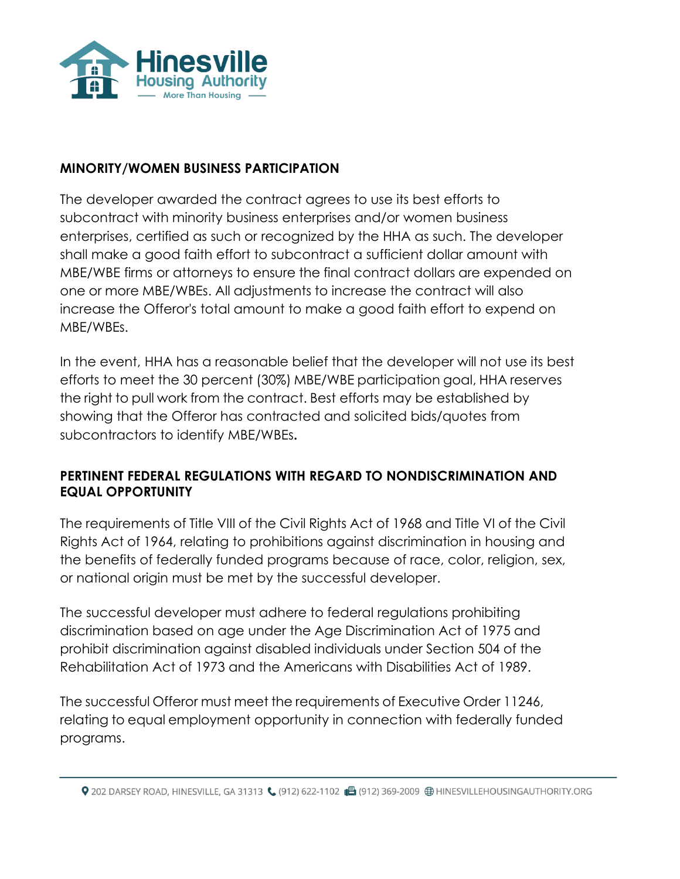## MINORITY/WOMEN BUSINESS PARTICIPATION

The developer awarded the contract agrees to use its best efforts to subcontract with minority business enterprises and/or women business enterprises, certified as such or recognized by the HHA as such. The developer shall make a good faith effort to subcontract a sufficient dollar amount with MBE/WBE firms or attorneys to ensure the final contract dollars are expended on one or more MBE/WBEs. All adjustments to increase the contract will also increase the Offeror's total amount to make a good faith effort to expend on MBE/WBEs.

In the event, HHA has a reasonable belief that the developer will not use its best efforts to meet the 30 percent (30%) MBE/WBE participation goal, HHA reserves the right to pull work from the contract. Best efforts may be established by showing that the Offeror has contracted and solicited bids/quotes from subcontractors to identify MBE/WBEs.

## PERTINENT FEDERAL REGULATIONS WITH REGARD TO NONDISCRIMINATION AND EQUAL OPPORTUNITY

The requirements of Title VIII of the Civil Rights Act of 1968 and Title VI of the Civil Rights Act of 1964, relating to prohibitions against discrimination in housing and the benefits of federally funded programs because of race, color, religion, sex, or national origin must be met by the successful developer.

The successful developer must adhere to federal regulations prohibiting discrimination based on age under the Age Discrimination Act of 1975 and prohibit discrimination against disabled individuals under Section 504 of the Rehabilitation Act of 1973 and the Americans with Disabilities Act of 1989.

The successful Offeror must meet the requirements of Executive Order 11246, relating to equal employment opportunity in connection with federally funded programs.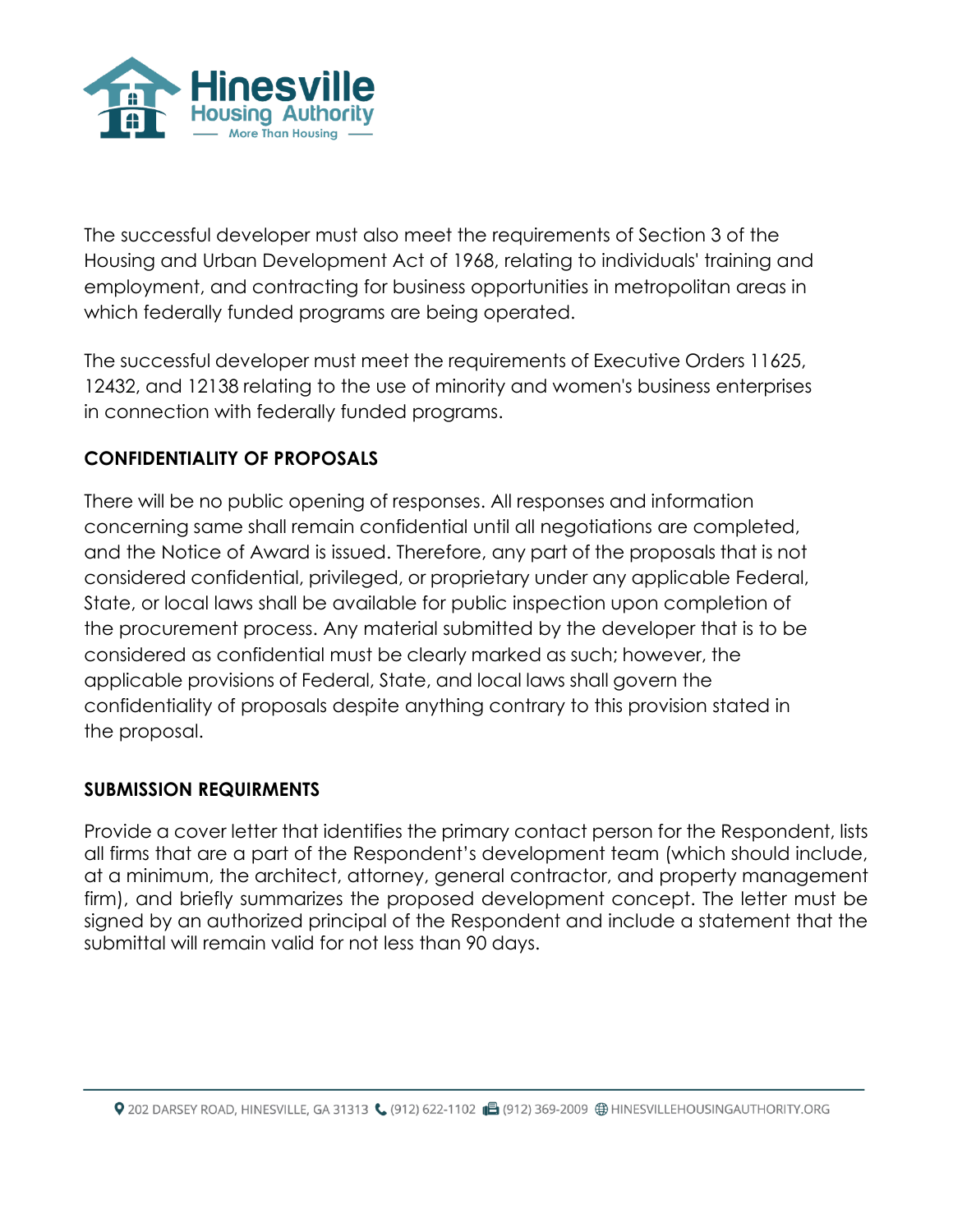The successful developer must also meet the requirements of Section 3 of the Housing and Urban Development Act of 1968, relating to individuals' training and employment, and contracting for business opportunities in metropolitan areas in which federally funded programs are being operated.

The successful developer must meet the requirements of Executive Orders 11625, 12432, and 12138 relating to the use of minority and women's business enterprises in connection with federally funded programs.

**CONFIDENTIALITY OF PROPOSALS**

There will be no public opening of responses. All responses and information concerning same shall remain confidential until all negotiations are completed, and the Notice of Award is issued. Therefore, any part of the proposals that is not considered confidential, privileged, or proprietary under any applicable Federal, State, or local laws shall be available for public inspection upon completion of the procurement process. Any material submitted by the developer that is to be considered as confidential must be clearly marked as such; however, the applicable provisions of Federal, State, and local laws shall govern the confidentiality of proposals despite anything contrary to this provision stated in the proposal.

**SUBMISSION REQUIRMENTS**

Provide a cover letter that identifies the primary contact person for the Respondent, lists all firms that are a part of the Respondent's development team (which should include, at a minimum, the architect, attorney, general contractor, and property management firm), and briefly summarizes the proposed development concept. The letter must be signed by an authorized principal of the Respondent and include a statement that the submittal will remain valid for not less than 90 days.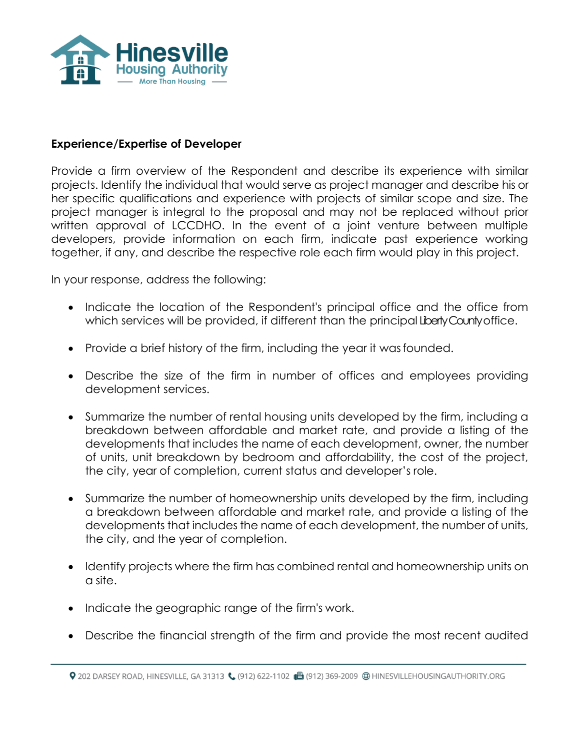**Experience/Expertise of Developer**

Provide a firm overview of the Respondent and describe its experience with similar projects. Identify the individual that would serve as project manager and describe his or her specific qualifications and experience with projects of similar scope and size. The project manager is integral to the proposal and may not be replaced without prior written approval of LCCDHO. In the event of a joint venture between multiple developers, provide information on each firm, indicate past experience working together, if any, and describe the respective role each firm would play in this project.

In your response, address the following:

- Indicate the location of the Respondent's principal office and the office from which services will be provided, if different than the principal Liberty County office.
- Provide a brief history of the firm, including the year it was founded.
- Describe the size of the firm in number of offices and employees providing development services.
- Summarize the number of rental housing units developed by the firm, including a breakdown between affordable and market rate, and provide a listing of the developments that includes the name of each development, owner, the number of units, unit breakdown by bedroom and affordability, the cost of the project, the city, year of completion, current status and developer's role.
- Summarize the number of homeownership units developed by the firm, including a breakdown between affordable and market rate, and provide a listing of the developments that includes the name of each development, the number of units, the city, and the year of completion.
- Identify projects where the firm has combined rental and homeownership units on a site.
- Indicate the geographic range of the firm's work.
- Describe the financial strength of the firm and provide the most recent audited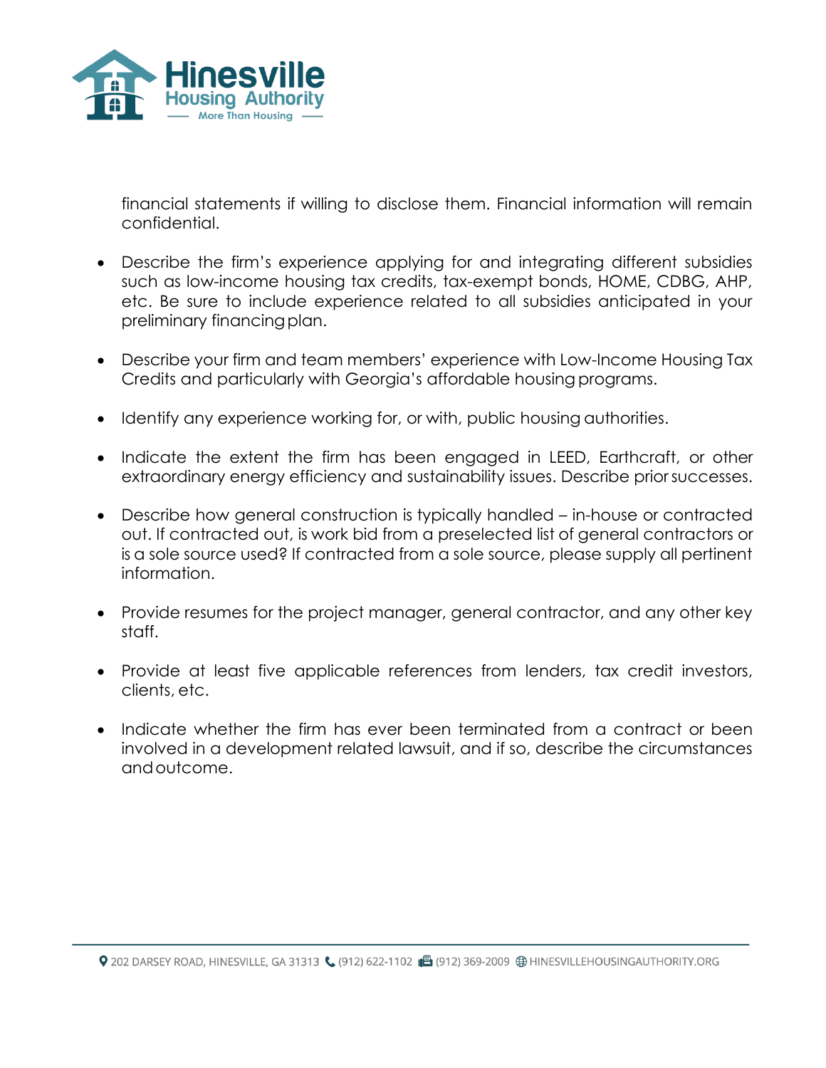financial statements if willing to disclose them. Financial information will remain confidential.

- Describe the firm's experience applying for and integrating different subsidies such as low-income housing tax credits, tax-exempt bonds, HOME, CDBG, AHP, etc. Be sure to include experience related to all subsidies anticipated in your preliminary financing plan.

- Describe your firm and team members' experience with Low-Income Housing Tax Credits and particularly with Georgia's affordable housing programs.

- Identify any experience working for, or with, public housing authorities.

- Indicate the extent the firm has been engaged in LEED, Earthcraft, or other extraordinary energy efficiency and sustainability issues. Describe prior successes.

- Describe how general construction is typically handled – in-house or contracted out. If contracted out, is work bid from a preselected list of general contractors or is a sole source used? If contracted from a sole source, please supply all pertinent information.

- Provide resumes for the project manager, general contractor, and any other key staff.

- Provide at least five applicable references from lenders, tax credit investors, clients, etc.

- Indicate whether the firm has ever been terminated from a contract or been involved in a development related lawsuit, and if so, describe the circumstances and outcome.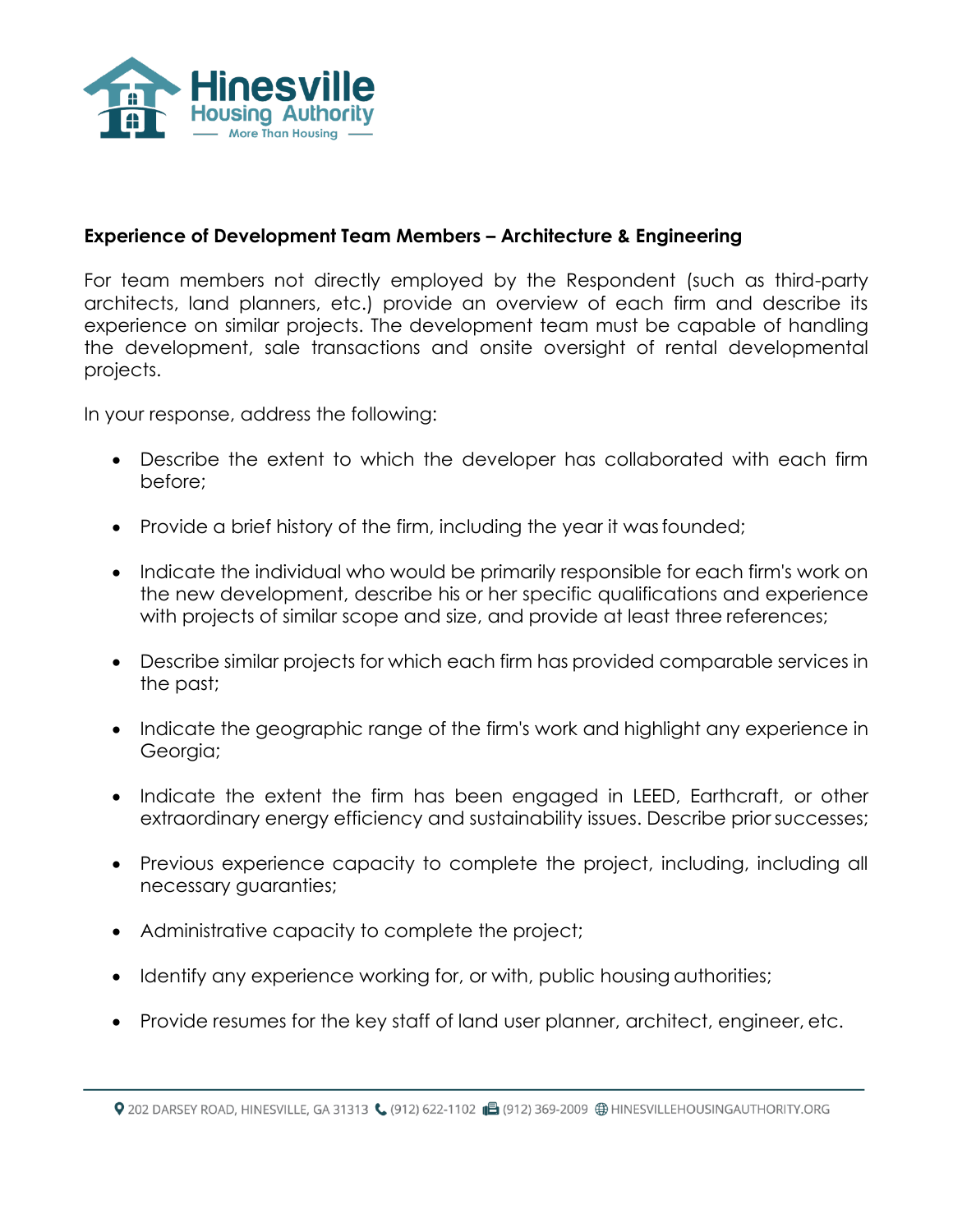**Experience of Development Team Members – Architecture & Engineering**

For team members not directly employed by the Respondent (such as third-party architects, land planners, etc.) provide an overview of each firm and describe its experience on similar projects. The development team must be capable of handling the development, sale transactions and onsite oversight of rental developmental projects.

In your response, address the following:

- Describe the extent to which the developer has collaborated with each firm before;
- Provide a brief history of the firm, including the year it was founded;
- Indicate the individual who would be primarily responsible for each firm's work on the new development, describe his or her specific qualifications and experience with projects of similar scope and size, and provide at least three references;
- Describe similar projects for which each firm has provided comparable services in the past;
- Indicate the geographic range of the firm's work and highlight any experience in Georgia;
- Indicate the extent the firm has been engaged in LEED, Earthcraft, or other extraordinary energy efficiency and sustainability issues. Describe prior successes;
- Previous experience capacity to complete the project, including, including all necessary guaranties;
- Administrative capacity to complete the project;
- Identify any experience working for, or with, public housing authorities;
- Provide resumes for the key staff of land user planner, architect, engineer, etc.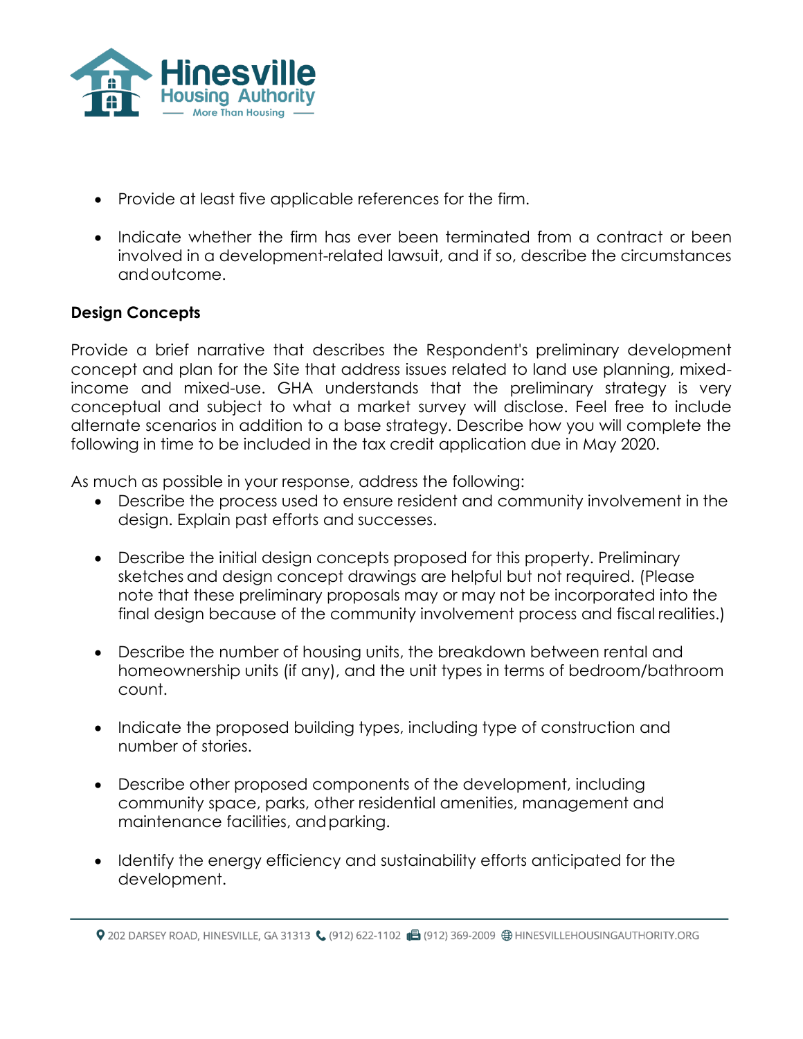- Provide at least five applicable references for the firm.

- Indicate whether the firm has ever been terminated from a contract or been involved in a development-related lawsuit, and if so, describe the circumstances and outcome.

**Design Concepts**

Provide a brief narrative that describes the Respondent's preliminary development concept and plan for the Site that address issues related to land use planning, mixed-income and mixed-use. GHA understands that the preliminary strategy is very conceptual and subject to what a market survey will disclose. Feel free to include alternate scenarios in addition to a base strategy. Describe how you will complete the following in time to be included in the tax credit application due in May 2020.

As much as possible in your response, address the following:

- Describe the process used to ensure resident and community involvement in the design. Explain past efforts and successes.

- Describe the initial design concepts proposed for this property. Preliminary sketches and design concept drawings are helpful but not required. (Please note that these preliminary proposals may or may not be incorporated into the final design because of the community involvement process and fiscal realities.)

- Describe the number of housing units, the breakdown between rental and homeownership units (if any), and the unit types in terms of bedroom/bathroom count.

- Indicate the proposed building types, including type of construction and number of stories.

- Describe other proposed components of the development, including community space, parks, other residential amenities, management and maintenance facilities, and parking.

- Identify the energy efficiency and sustainability efforts anticipated for the development.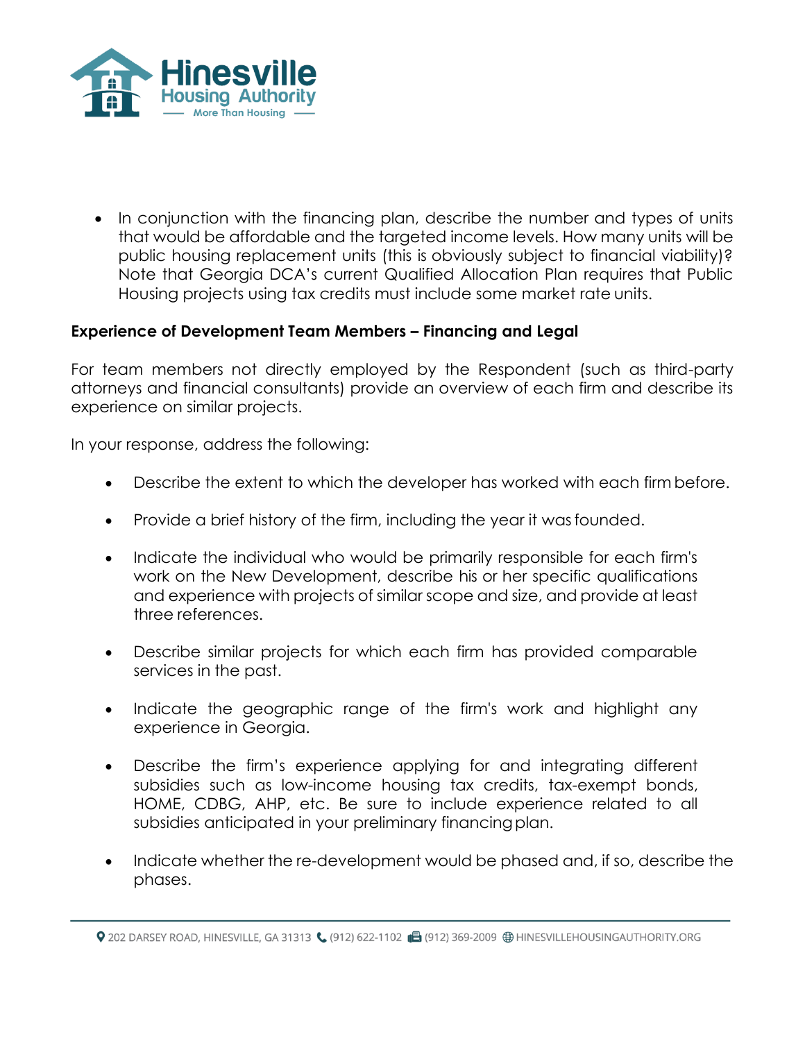- In conjunction with the financing plan, describe the number and types of units that would be affordable and the targeted income levels. How many units will be public housing replacement units (this is obviously subject to financial viability)? Note that Georgia DCA's current Qualified Allocation Plan requires that Public Housing projects using tax credits must include some market rate units.

**Experience of Development Team Members – Financing and Legal**

For team members not directly employed by the Respondent (such as third-party attorneys and financial consultants) provide an overview of each firm and describe its experience on similar projects.

In your response, address the following:

- Describe the extent to which the developer has worked with each firm before.
- Provide a brief history of the firm, including the year it was founded.
- Indicate the individual who would be primarily responsible for each firm's work on the New Development, describe his or her specific qualifications and experience with projects of similar scope and size, and provide at least three references.
- Describe similar projects for which each firm has provided comparable services in the past.
- Indicate the geographic range of the firm's work and highlight any experience in Georgia.
- Describe the firm's experience applying for and integrating different subsidies such as low-income housing tax credits, tax-exempt bonds, HOME, CDBG, AHP, etc. Be sure to include experience related to all subsidies anticipated in your preliminary financing plan.
- Indicate whether the re-development would be phased and, if so, describe the phases.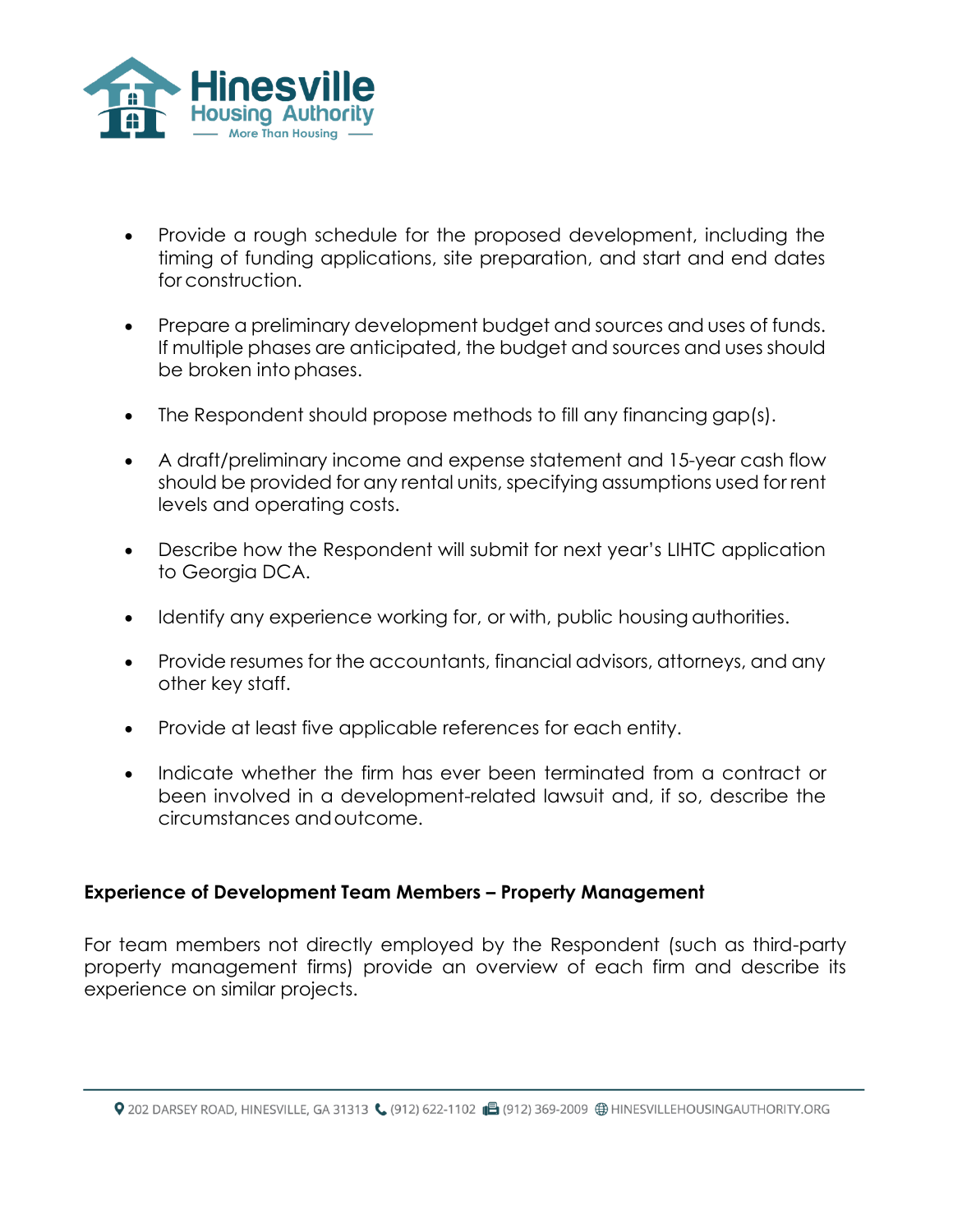- Provide a rough schedule for the proposed development, including the timing of funding applications, site preparation, and start and end dates for construction.

- Prepare a preliminary development budget and sources and uses of funds. If multiple phases are anticipated, the budget and sources and uses should be broken into phases.

- The Respondent should propose methods to fill any financing gap(s).

- A draft/preliminary income and expense statement and 15-year cash flow should be provided for any rental units, specifying assumptions used for rent levels and operating costs.

- Describe how the Respondent will submit for next year's LIHTC application to Georgia DCA.

- Identify any experience working for, or with, public housing authorities.

- Provide resumes for the accountants, financial advisors, attorneys, and any other key staff.

- Provide at least five applicable references for each entity.

- Indicate whether the firm has ever been terminated from a contract or been involved in a development-related lawsuit and, if so, describe the circumstances and outcome.

**Experience of Development Team Members – Property Management**

For team members not directly employed by the Respondent (such as third-party property management firms) provide an overview of each firm and describe its experience on similar projects.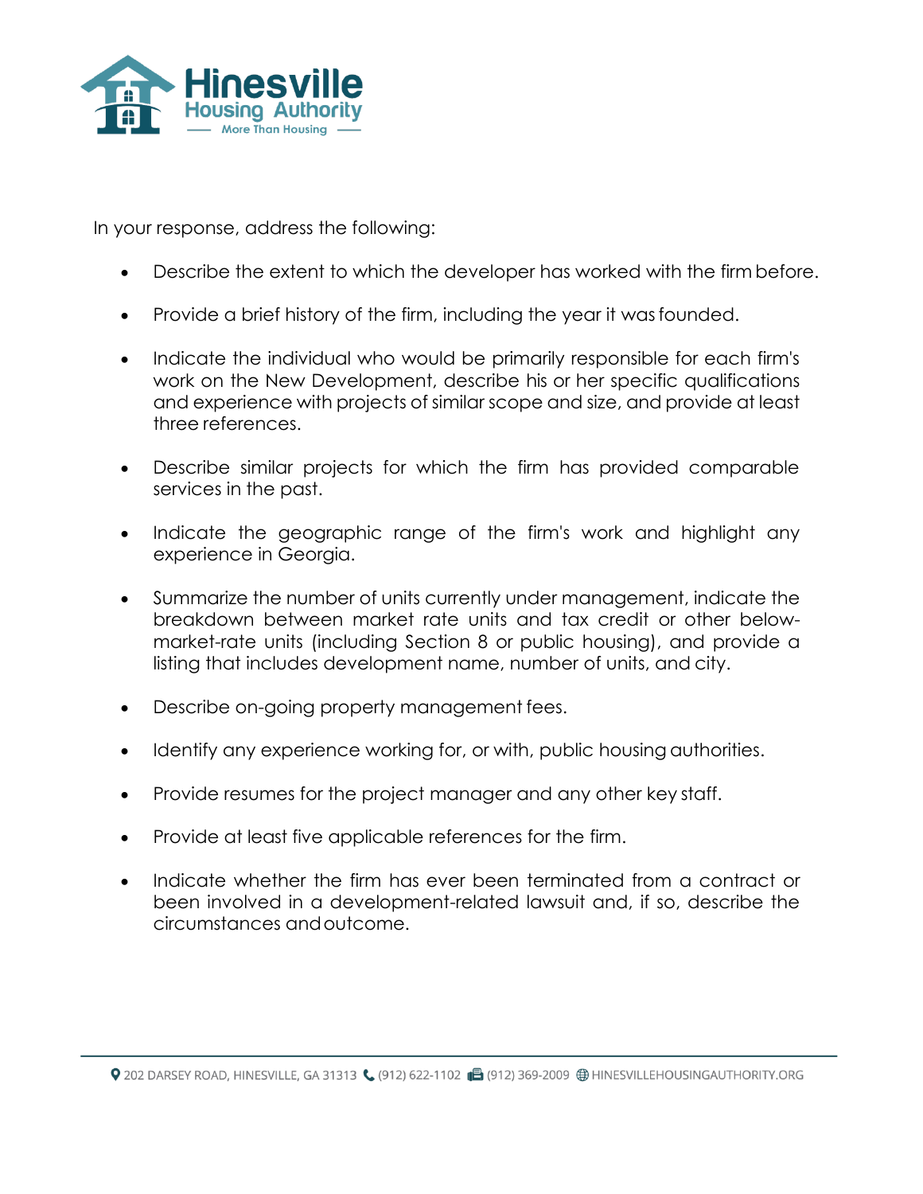In your response, address the following:

- Describe the extent to which the developer has worked with the firm before.
- Provide a brief history of the firm, including the year it was founded.
- Indicate the individual who would be primarily responsible for each firm's work on the New Development, describe his or her specific qualifications and experience with projects of similar scope and size, and provide at least three references.
- Describe similar projects for which the firm has provided comparable services in the past.
- Indicate the geographic range of the firm's work and highlight any experience in Georgia.
- Summarize the number of units currently under management, indicate the breakdown between market rate units and tax credit or other below-market-rate units (including Section 8 or public housing), and provide a listing that includes development name, number of units, and city.
- Describe on-going property management fees.
- Identify any experience working for, or with, public housing authorities.
- Provide resumes for the project manager and any other key staff.
- Provide at least five applicable references for the firm.
- Indicate whether the firm has ever been terminated from a contract or been involved in a development-related lawsuit and, if so, describe the circumstances and outcome.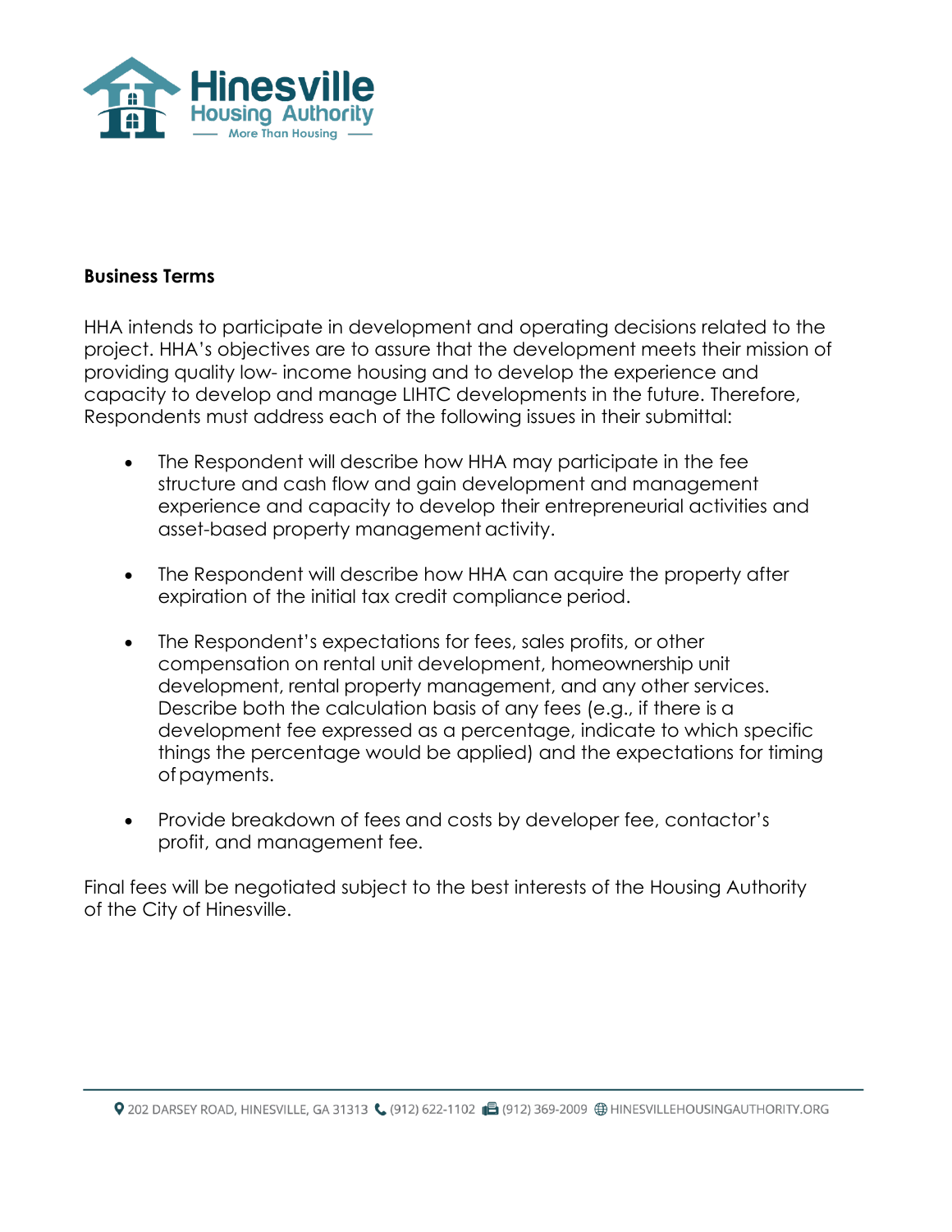**Business Terms**

HHA intends to participate in development and operating decisions related to the project. HHA's objectives are to assure that the development meets their mission of providing quality low- income housing and to develop the experience and capacity to develop and manage LIHTC developments in the future. Therefore, Respondents must address each of the following issues in their submittal:

- The Respondent will describe how HHA may participate in the fee structure and cash flow and gain development and management experience and capacity to develop their entrepreneurial activities and asset-based property management activity.

- The Respondent will describe how HHA can acquire the property after expiration of the initial tax credit compliance period.

- The Respondent's expectations for fees, sales profits, or other compensation on rental unit development, homeownership unit development, rental property management, and any other services. Describe both the calculation basis of any fees (e.g., if there is a development fee expressed as a percentage, indicate to which specific things the percentage would be applied) and the expectations for timing of payments.

- Provide breakdown of fees and costs by developer fee, contactor's profit, and management fee.

Final fees will be negotiated subject to the best interests of the Housing Authority of the City of Hinesville.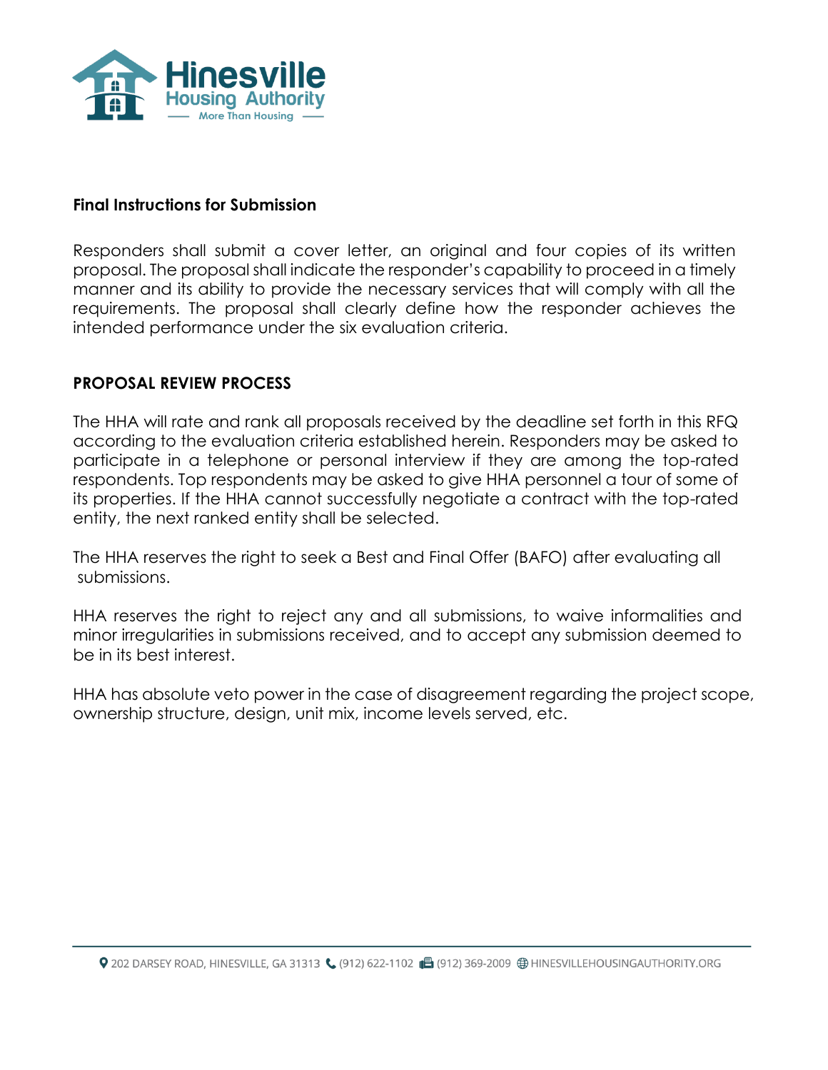**Final Instructions for Submission**

Responders shall submit a cover letter, an original and four copies of its written proposal. The proposal shall indicate the responder's capability to proceed in a timely manner and its ability to provide the necessary services that will comply with all the requirements. The proposal shall clearly define how the responder achieves the intended performance under the six evaluation criteria.

**PROPOSAL REVIEW PROCESS**

The HHA will rate and rank all proposals received by the deadline set forth in this RFQ according to the evaluation criteria established herein. Responders may be asked to participate in a telephone or personal interview if they are among the top-rated respondents. Top respondents may be asked to give HHA personnel a tour of some of its properties. If the HHA cannot successfully negotiate a contract with the top-rated entity, the next ranked entity shall be selected.

The HHA reserves the right to seek a Best and Final Offer (BAFO) after evaluating all submissions.

HHA reserves the right to reject any and all submissions, to waive informalities and minor irregularities in submissions received, and to accept any submission deemed to be in its best interest.

HHA has absolute veto power in the case of disagreement regarding the project scope, ownership structure, design, unit mix, income levels served, etc.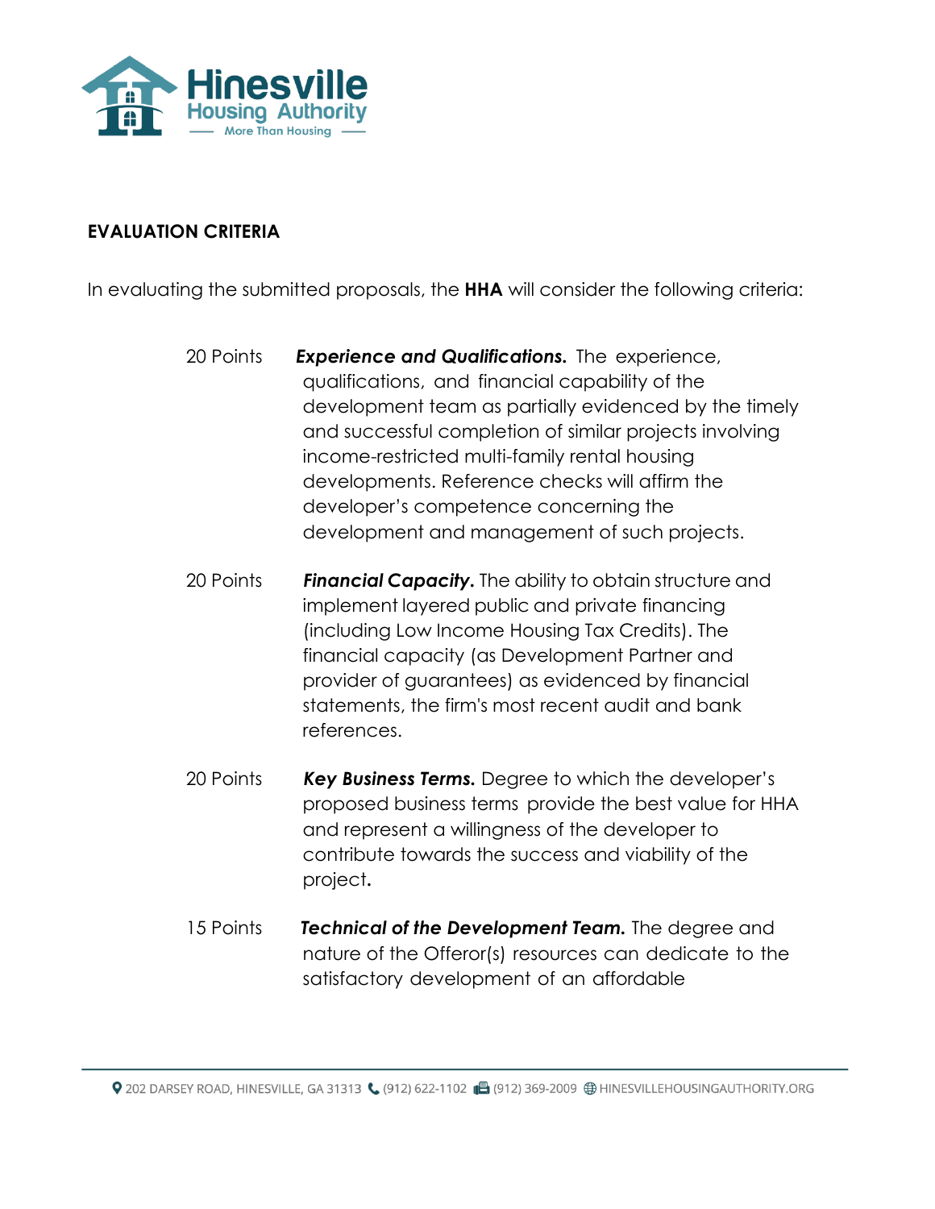## EVALUATION CRITERIA

In evaluating the submitted proposals, the **HHA** will consider the following criteria:

20 Points — ***Experience and Qualifications.*** The experience, qualifications, and financial capability of the development team as partially evidenced by the timely and successful completion of similar projects involving income-restricted multi-family rental housing developments. Reference checks will affirm the developer's competence concerning the development and management of such projects.

20 Points — ***Financial Capacity*.** The ability to obtain structure and implement layered public and private financing (including Low Income Housing Tax Credits). The financial capacity (as Development Partner and provider of guarantees) as evidenced by financial statements, the firm's most recent audit and bank references.

20 Points — ***Key Business Terms.*** Degree to which the developer's proposed business terms provide the best value for HHA and represent a willingness of the developer to contribute towards the success and viability of the project**.**

15 Points — ***Technical of the Development Team.*** The degree and nature of the Offeror(s) resources can dedicate to the satisfactory development of an affordable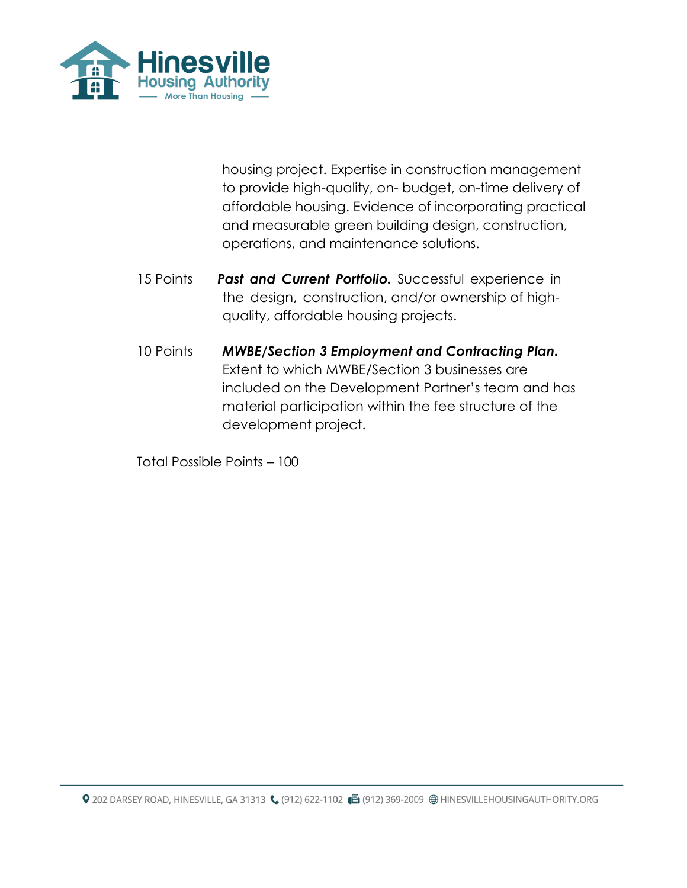housing project. Expertise in construction management to provide high-quality, on- budget, on-time delivery of affordable housing. Evidence of incorporating practical and measurable green building design, construction, operations, and maintenance solutions.

15 Points ***Past and Current Portfolio.*** Successful experience in the design, construction, and/or ownership of high-quality, affordable housing projects.

10 Points ***MWBE/Section 3 Employment and Contracting Plan.*** Extent to which MWBE/Section 3 businesses are included on the Development Partner's team and has material participation within the fee structure of the development project.

Total Possible Points – 100